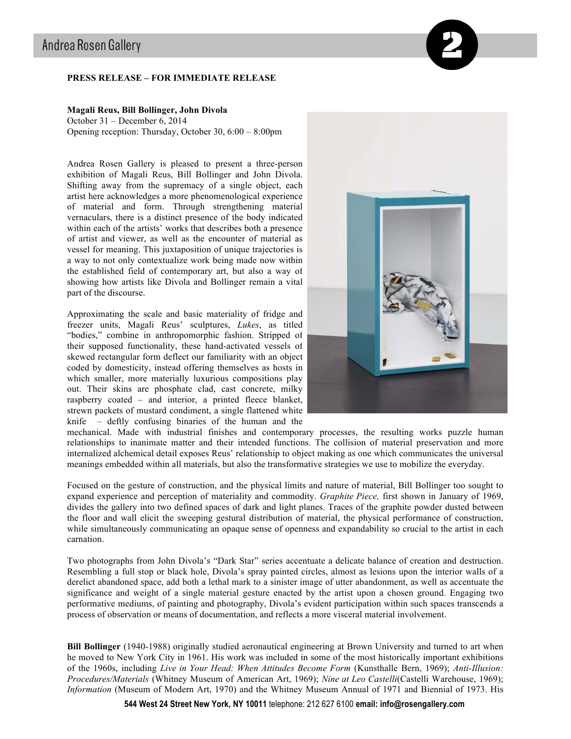**PRESS RELEASE – FOR IMMEDIATE RELEASE**

**Magali Reus, Bill Bollinger, John Divola**
October 31 – December 6, 2014
Opening reception: Thursday, October 30, 6:00 – 8:00pm

Andrea Rosen Gallery is pleased to present a three-person exhibition of Magali Reus, Bill Bollinger and John Divola. Shifting away from the supremacy of a single object, each artist here acknowledges a more phenomenological experience of material and form. Through strengthening material vernaculars, there is a distinct presence of the body indicated within each of the artists' works that describes both a presence of artist and viewer, as well as the encounter of material as vessel for meaning. This juxtaposition of unique trajectories is a way to not only contextualize work being made now within the established field of contemporary art, but also a way of showing how artists like Divola and Bollinger remain a vital part of the discourse.

Approximating the scale and basic materiality of fridge and freezer units, Magali Reus' sculptures, *Lukes*, as titled "bodies," combine in anthropomorphic fashion. Stripped of their supposed functionality, these hand-activated vessels of skewed rectangular form deflect our familiarity with an object coded by domesticity, instead offering themselves as hosts in which smaller, more materially luxurious compositions play out. Their skins are phosphate clad, cast concrete, milky raspberry coated – and interior, a printed fleece blanket, strewn packets of mustard condiment, a single flattened white knife – deftly confusing binaries of the human and the mechanical. Made with industrial finishes and contemporary processes, the resulting works puzzle human relationships to inanimate matter and their intended functions. The collision of material preservation and more internalized alchemical detail exposes Reus' relationship to object making as one which communicates the universal meanings embedded within all materials, but also the transformative strategies we use to mobilize the everyday.

Focused on the gesture of construction, and the physical limits and nature of material, Bill Bollinger too sought to expand experience and perception of materiality and commodity. *Graphite Piece,* first shown in January of 1969, divides the gallery into two defined spaces of dark and light planes. Traces of the graphite powder dusted between the floor and wall elicit the sweeping gestural distribution of material, the physical performance of construction, while simultaneously communicating an opaque sense of openness and expandability so crucial to the artist in each carnation.

Two photographs from John Divola's "Dark Star" series accentuate a delicate balance of creation and destruction. Resembling a full stop or black hole, Divola's spray painted circles, almost as lesions upon the interior walls of a derelict abandoned space, add both a lethal mark to a sinister image of utter abandonment, as well as accentuate the significance and weight of a single material gesture enacted by the artist upon a chosen ground. Engaging two performative mediums, of painting and photography, Divola's evident participation within such spaces transcends a process of observation or means of documentation, and reflects a more visceral material involvement.

**Bill Bollinger** (1940-1988) originally studied aeronautical engineering at Brown University and turned to art when he moved to New York City in 1961. His work was included in some of the most historically important exhibitions of the 1960s, including *Live in Your Head: When Attitudes Become Form* (Kunsthalle Bern, 1969); *Anti-Illusion: Procedures/Materials* (Whitney Museum of American Art, 1969); *Nine at Leo Castelli*(Castelli Warehouse, 1969); *Information* (Museum of Modern Art, 1970) and the Whitney Museum Annual of 1971 and Biennial of 1973. His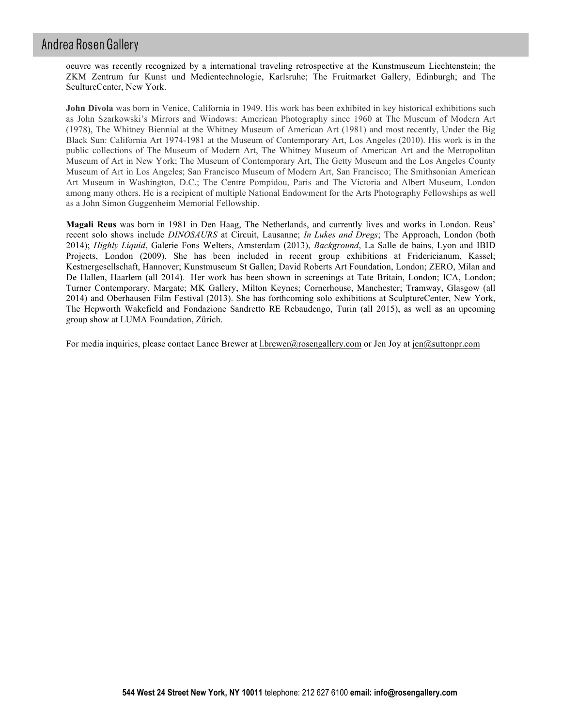oeuvre was recently recognized by a international traveling retrospective at the Kunstmuseum Liechtenstein; the ZKM Zentrum fur Kunst und Medientechnologie, Karlsruhe; The Fruitmarket Gallery, Edinburgh; and The ScultureCenter, New York.

**John Divola** was born in Venice, California in 1949. His work has been exhibited in key historical exhibitions such as John Szarkowski's Mirrors and Windows: American Photography since 1960 at The Museum of Modern Art (1978), The Whitney Biennial at the Whitney Museum of American Art (1981) and most recently, Under the Big Black Sun: California Art 1974-1981 at the Museum of Contemporary Art, Los Angeles (2010). His work is in the public collections of The Museum of Modern Art, The Whitney Museum of American Art and the Metropolitan Museum of Art in New York; The Museum of Contemporary Art, The Getty Museum and the Los Angeles County Museum of Art in Los Angeles; San Francisco Museum of Modern Art, San Francisco; The Smithsonian American Art Museum in Washington, D.C.; The Centre Pompidou, Paris and The Victoria and Albert Museum, London among many others. He is a recipient of multiple National Endowment for the Arts Photography Fellowships as well as a John Simon Guggenheim Memorial Fellowship.

**Magali Reus** was born in 1981 in Den Haag, The Netherlands, and currently lives and works in London. Reus' recent solo shows include *DINOSAURS* at Circuit, Lausanne; *In Lukes and Dregs*; The Approach, London (both 2014); *Highly Liquid*, Galerie Fons Welters, Amsterdam (2013), *Background*, La Salle de bains, Lyon and IBID Projects, London (2009). She has been included in recent group exhibitions at Fridericianum, Kassel; Kestnergesellschaft, Hannover; Kunstmuseum St Gallen; David Roberts Art Foundation, London; ZERO, Milan and De Hallen, Haarlem (all 2014). Her work has been shown in screenings at Tate Britain, London; ICA, London; Turner Contemporary, Margate; MK Gallery, Milton Keynes; Cornerhouse, Manchester; Tramway, Glasgow (all 2014) and Oberhausen Film Festival (2013). She has forthcoming solo exhibitions at SculptureCenter, New York, The Hepworth Wakefield and Fondazione Sandretto RE Rebaudengo, Turin (all 2015), as well as an upcoming group show at LUMA Foundation, Zürich.

For media inquiries, please contact Lance Brewer at l.brewer@rosengallery.com or Jen Joy at jen@suttonpr.com